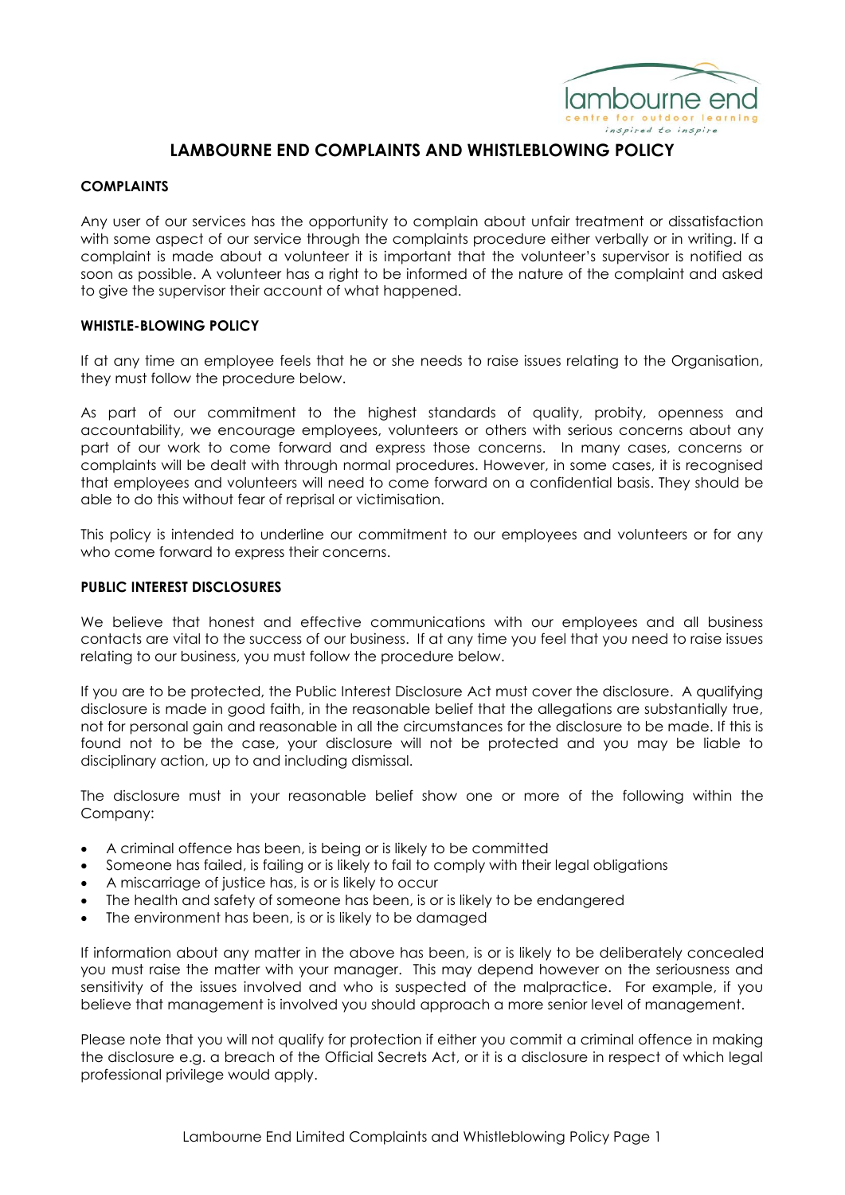# LAMBOURNE END COMPLAINTS AND WHISTLEBLOWING POLICY

## COMPLAINTS

Any user of our services has the opportunity to complain about unfair treatment or dissatisfaction with some aspect of our service through the complaints procedure either verbally or in writing. If a complaint is made about a volunteer it is important that the volunteer's supervisor is notified as soon as possible. A volunteer has a right to be informed of the nature of the complaint and asked to give the supervisor their account of what happened.

## WHISTLE-BLOWING POLICY

If at any time an employee feels that he or she needs to raise issues relating to the Organisation, they must follow the procedure below.

As part of our commitment to the highest standards of quality, probity, openness and accountability, we encourage employees, volunteers or others with serious concerns about any part of our work to come forward and express those concerns. In many cases, concerns or complaints will be dealt with through normal procedures. However, in some cases, it is recognised that employees and volunteers will need to come forward on a confidential basis. They should be able to do this without fear of reprisal or victimisation.

This policy is intended to underline our commitment to our employees and volunteers or for any who come forward to express their concerns.

## PUBLIC INTEREST DISCLOSURES

We believe that honest and effective communications with our employees and all business contacts are vital to the success of our business. If at any time you feel that you need to raise issues relating to our business, you must follow the procedure below.

If you are to be protected, the Public Interest Disclosure Act must cover the disclosure. A qualifying disclosure is made in good faith, in the reasonable belief that the allegations are substantially true, not for personal gain and reasonable in all the circumstances for the disclosure to be made. If this is found not to be the case, your disclosure will not be protected and you may be liable to disciplinary action, up to and including dismissal.

The disclosure must in your reasonable belief show one or more of the following within the Company:

- A criminal offence has been, is being or is likely to be committed
- Someone has failed, is failing or is likely to fail to comply with their legal obligations
- A miscarriage of justice has, is or is likely to occur
- The health and safety of someone has been, is or is likely to be endangered
- The environment has been, is or is likely to be damaged

If information about any matter in the above has been, is or is likely to be deliberately concealed you must raise the matter with your manager. This may depend however on the seriousness and sensitivity of the issues involved and who is suspected of the malpractice. For example, if you believe that management is involved you should approach a more senior level of management.

Please note that you will not qualify for protection if either you commit a criminal offence in making the disclosure e.g. a breach of the Official Secrets Act, or it is a disclosure in respect of which legal professional privilege would apply.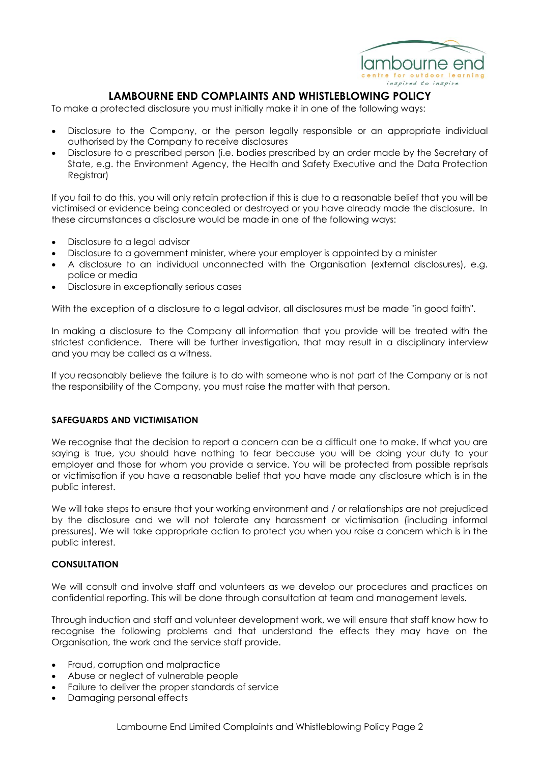# LAMBOURNE END COMPLAINTS AND WHISTLEBLOWING POLICY

To make a protected disclosure you must initially make it in one of the following ways:

- Disclosure to the Company, or the person legally responsible or an appropriate individual authorised by the Company to receive disclosures
- Disclosure to a prescribed person (i.e. bodies prescribed by an order made by the Secretary of State, e.g. the Environment Agency, the Health and Safety Executive and the Data Protection Registrar)

If you fail to do this, you will only retain protection if this is due to a reasonable belief that you will be victimised or evidence being concealed or destroyed or you have already made the disclosure. In these circumstances a disclosure would be made in one of the following ways:

- Disclosure to a legal advisor
- Disclosure to a government minister, where your employer is appointed by a minister
- A disclosure to an individual unconnected with the Organisation (external disclosures), e.g. police or media
- Disclosure in exceptionally serious cases

With the exception of a disclosure to a legal advisor, all disclosures must be made "in good faith".

In making a disclosure to the Company all information that you provide will be treated with the strictest confidence. There will be further investigation, that may result in a disciplinary interview and you may be called as a witness.

If you reasonably believe the failure is to do with someone who is not part of the Company or is not the responsibility of the Company, you must raise the matter with that person.

### SAFEGUARDS AND VICTIMISATION

We recognise that the decision to report a concern can be a difficult one to make. If what you are saying is true, you should have nothing to fear because you will be doing your duty to your employer and those for whom you provide a service. You will be protected from possible reprisals or victimisation if you have a reasonable belief that you have made any disclosure which is in the public interest.

We will take steps to ensure that your working environment and / or relationships are not prejudiced by the disclosure and we will not tolerate any harassment or victimisation (including informal pressures). We will take appropriate action to protect you when you raise a concern which is in the public interest.

### CONSULTATION

We will consult and involve staff and volunteers as we develop our procedures and practices on confidential reporting. This will be done through consultation at team and management levels.

Through induction and staff and volunteer development work, we will ensure that staff know how to recognise the following problems and that understand the effects they may have on the Organisation, the work and the service staff provide.

- Fraud, corruption and malpractice
- Abuse or neglect of vulnerable people
- Failure to deliver the proper standards of service
- Damaging personal effects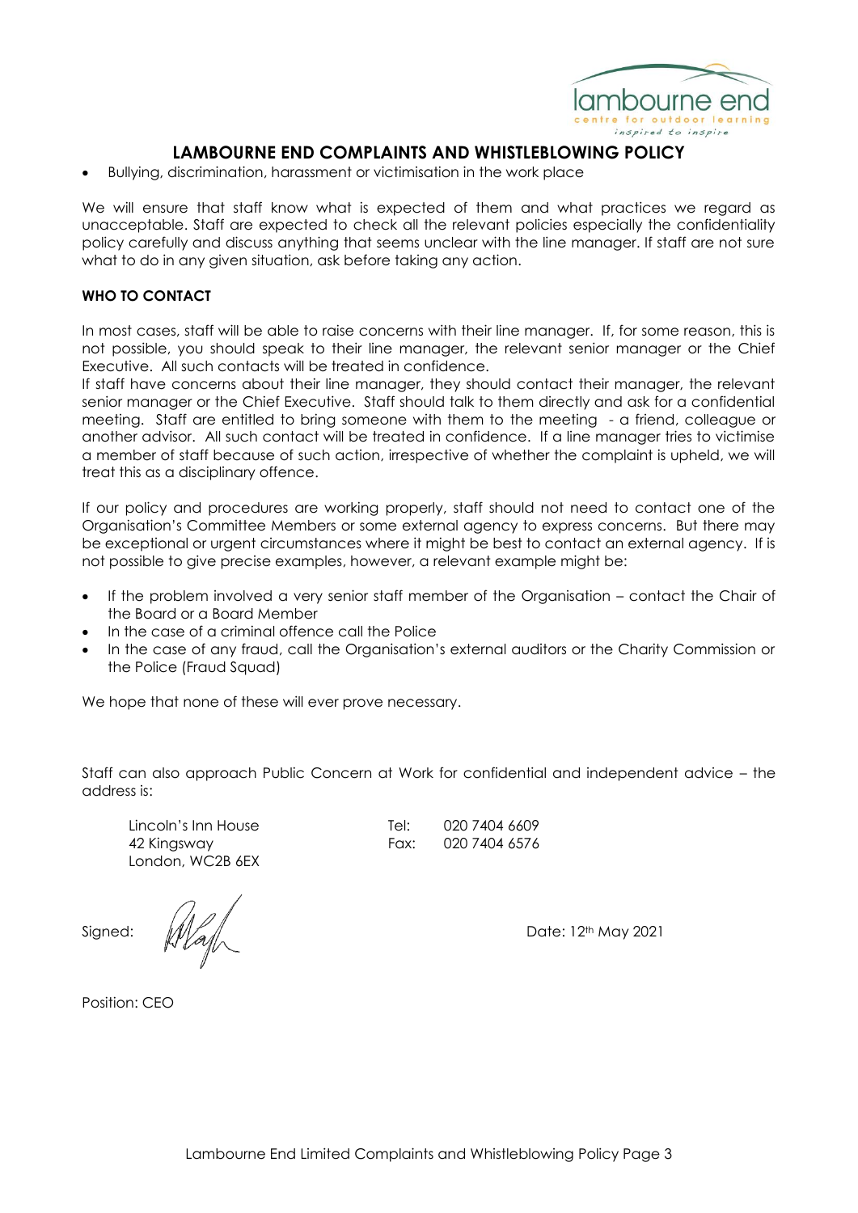# LAMBOURNE END COMPLAINTS AND WHISTLEBLOWING POLICY

- Bullying, discrimination, harassment or victimisation in the work place

We will ensure that staff know what is expected of them and what practices we regard as unacceptable. Staff are expected to check all the relevant policies especially the confidentiality policy carefully and discuss anything that seems unclear with the line manager. If staff are not sure what to do in any given situation, ask before taking any action.

**WHO TO CONTACT**

In most cases, staff will be able to raise concerns with their line manager. If, for some reason, this is not possible, you should speak to their line manager, the relevant senior manager or the Chief Executive. All such contacts will be treated in confidence.
If staff have concerns about their line manager, they should contact their manager, the relevant senior manager or the Chief Executive. Staff should talk to them directly and ask for a confidential meeting. Staff are entitled to bring someone with them to the meeting - a friend, colleague or another advisor. All such contact will be treated in confidence. If a line manager tries to victimise a member of staff because of such action, irrespective of whether the complaint is upheld, we will treat this as a disciplinary offence.

If our policy and procedures are working properly, staff should not need to contact one of the Organisation's Committee Members or some external agency to express concerns. But there may be exceptional or urgent circumstances where it might be best to contact an external agency. If is not possible to give precise examples, however, a relevant example might be:

- If the problem involved a very senior staff member of the Organisation – contact the Chair of the Board or a Board Member
- In the case of a criminal offence call the Police
- In the case of any fraud, call the Organisation's external auditors or the Charity Commission or the Police (Fraud Squad)

We hope that none of these will ever prove necessary.

Staff can also approach Public Concern at Work for confidential and independent advice – the address is:

Lincoln's Inn House
42 Kingsway
London, WC2B 6EX

Tel: 020 7404 6609
Fax: 020 7404 6576

Signed:

Date: 12th May 2021

Position: CEO